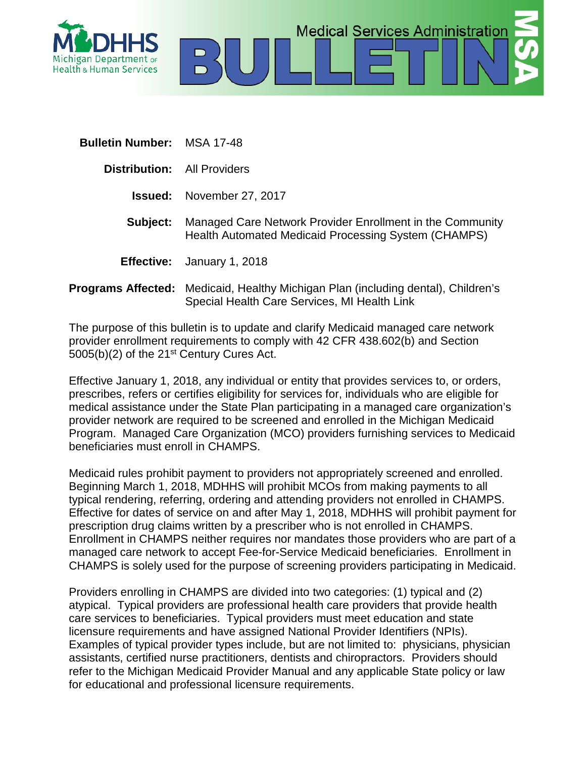Michigan Department of Health & Human Services

# Medical Services Administration BULLETIN

**Bulletin Number:** MSA 17-48

**Distribution:** All Providers

**Issued:** November 27, 2017

**Subject:** Managed Care Network Provider Enrollment in the Community Health Automated Medicaid Processing System (CHAMPS)

**Effective:** January 1, 2018

**Programs Affected:** Medicaid, Healthy Michigan Plan (including dental), Children's Special Health Care Services, MI Health Link

The purpose of this bulletin is to update and clarify Medicaid managed care network provider enrollment requirements to comply with 42 CFR 438.602(b) and Section 5005(b)(2) of the 21st Century Cures Act.

Effective January 1, 2018, any individual or entity that provides services to, or orders, prescribes, refers or certifies eligibility for services for, individuals who are eligible for medical assistance under the State Plan participating in a managed care organization's provider network are required to be screened and enrolled in the Michigan Medicaid Program. Managed Care Organization (MCO) providers furnishing services to Medicaid beneficiaries must enroll in CHAMPS.

Medicaid rules prohibit payment to providers not appropriately screened and enrolled. Beginning March 1, 2018, MDHHS will prohibit MCOs from making payments to all typical rendering, referring, ordering and attending providers not enrolled in CHAMPS. Effective for dates of service on and after May 1, 2018, MDHHS will prohibit payment for prescription drug claims written by a prescriber who is not enrolled in CHAMPS. Enrollment in CHAMPS neither requires nor mandates those providers who are part of a managed care network to accept Fee-for-Service Medicaid beneficiaries. Enrollment in CHAMPS is solely used for the purpose of screening providers participating in Medicaid.

Providers enrolling in CHAMPS are divided into two categories: (1) typical and (2) atypical. Typical providers are professional health care providers that provide health care services to beneficiaries. Typical providers must meet education and state licensure requirements and have assigned National Provider Identifiers (NPIs). Examples of typical provider types include, but are not limited to: physicians, physician assistants, certified nurse practitioners, dentists and chiropractors. Providers should refer to the Michigan Medicaid Provider Manual and any applicable State policy or law for educational and professional licensure requirements.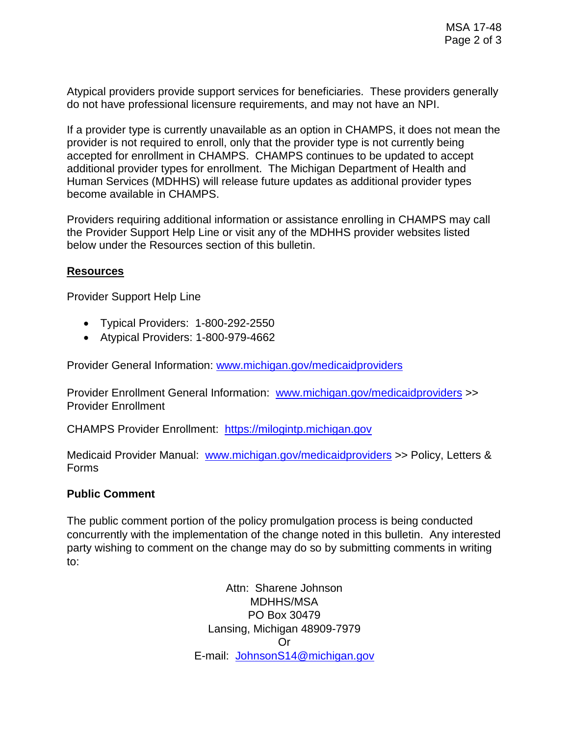Atypical providers provide support services for beneficiaries. These providers generally do not have professional licensure requirements, and may not have an NPI.

If a provider type is currently unavailable as an option in CHAMPS, it does not mean the provider is not required to enroll, only that the provider type is not currently being accepted for enrollment in CHAMPS. CHAMPS continues to be updated to accept additional provider types for enrollment. The Michigan Department of Health and Human Services (MDHHS) will release future updates as additional provider types become available in CHAMPS.

Providers requiring additional information or assistance enrolling in CHAMPS may call the Provider Support Help Line or visit any of the MDHHS provider websites listed below under the Resources section of this bulletin.

## Resources

Provider Support Help Line

- Typical Providers: 1-800-292-2550
- Atypical Providers: 1-800-979-4662

Provider General Information: www.michigan.gov/medicaidproviders

Provider Enrollment General Information: www.michigan.gov/medicaidproviders >> Provider Enrollment

CHAMPS Provider Enrollment: https://milogintp.michigan.gov

Medicaid Provider Manual: www.michigan.gov/medicaidproviders >> Policy, Letters & Forms

## Public Comment

The public comment portion of the policy promulgation process is being conducted concurrently with the implementation of the change noted in this bulletin. Any interested party wishing to comment on the change may do so by submitting comments in writing to:

Attn: Sharene Johnson
MDHHS/MSA
PO Box 30479
Lansing, Michigan 48909-7979
Or
E-mail: JohnsonS14@michigan.gov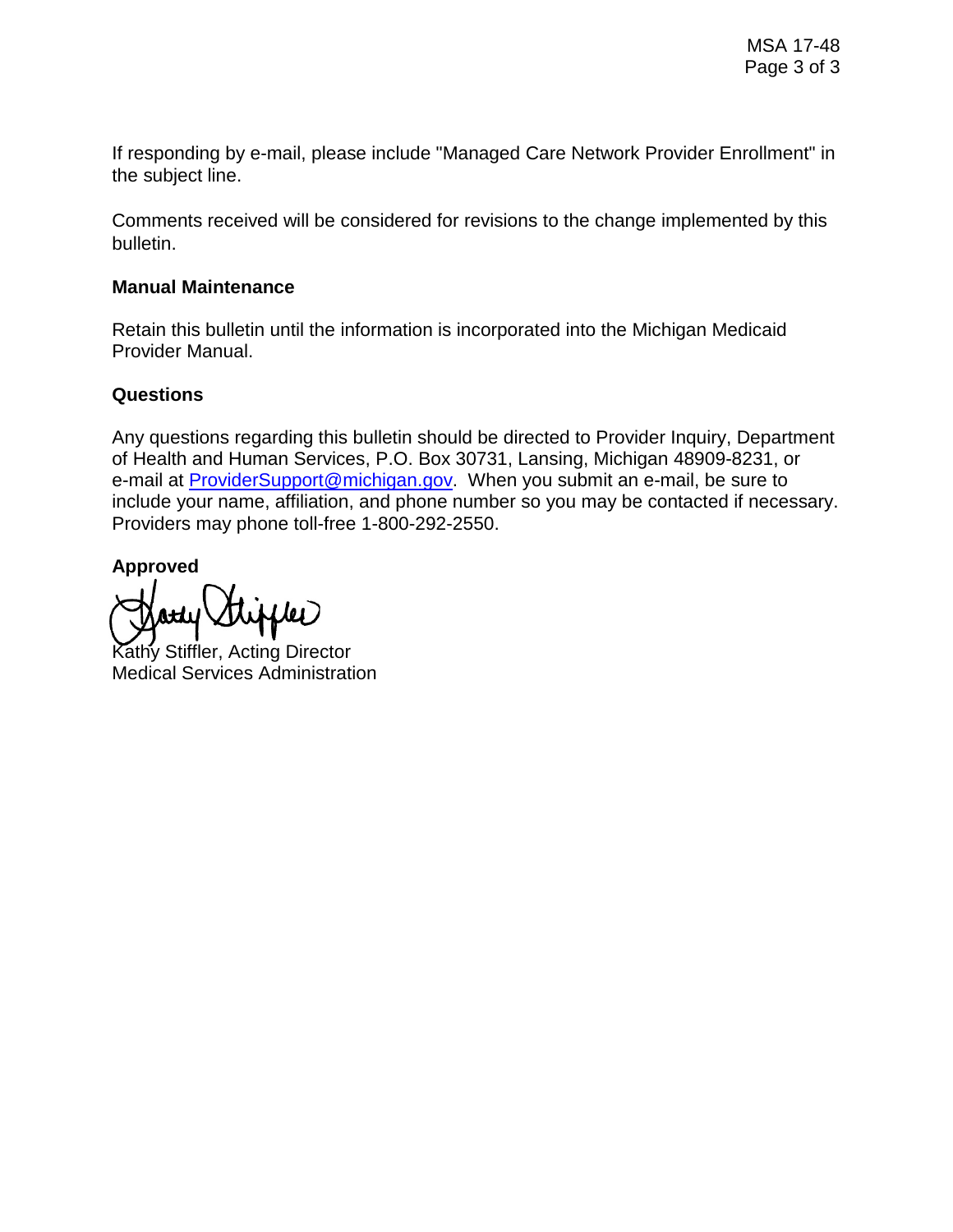If responding by e-mail, please include "Managed Care Network Provider Enrollment" in the subject line.

Comments received will be considered for revisions to the change implemented by this bulletin.

## Manual Maintenance

Retain this bulletin until the information is incorporated into the Michigan Medicaid Provider Manual.

## Questions

Any questions regarding this bulletin should be directed to Provider Inquiry, Department of Health and Human Services, P.O. Box 30731, Lansing, Michigan 48909-8231, or e-mail at ProviderSupport@michigan.gov. When you submit an e-mail, be sure to include your name, affiliation, and phone number so you may be contacted if necessary. Providers may phone toll-free 1-800-292-2550.

**Approved**

Kathy Stiffler, Acting Director
Medical Services Administration